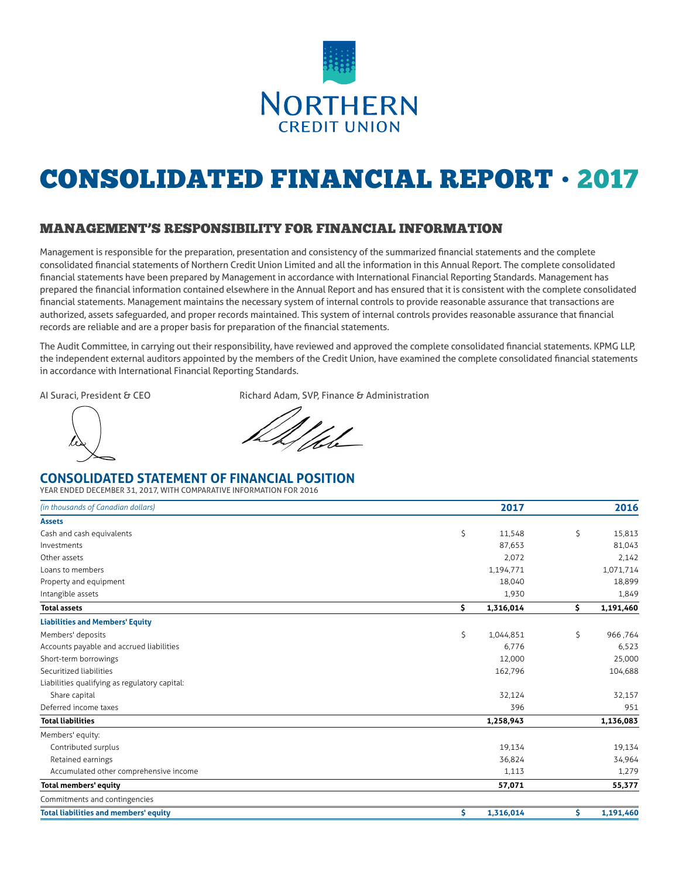NORTHERN
CREDIT UNION

# CONSOLIDATED FINANCIAL REPORT • 2017

## MANAGEMENT'S RESPONSIBILITY FOR FINANCIAL INFORMATION

Management is responsible for the preparation, presentation and consistency of the summarized financial statements and the complete consolidated financial statements of Northern Credit Union Limited and all the information in this Annual Report. The complete consolidated financial statements have been prepared by Management in accordance with International Financial Reporting Standards. Management has prepared the financial information contained elsewhere in the Annual Report and has ensured that it is consistent with the complete consolidated financial statements. Management maintains the necessary system of internal controls to provide reasonable assurance that transactions are authorized, assets safeguarded, and proper records maintained. This system of internal controls provides reasonable assurance that financial records are reliable and are a proper basis for preparation of the financial statements.

The Audit Committee, in carrying out their responsibility, have reviewed and approved the complete consolidated financial statements. KPMG LLP, the independent external auditors appointed by the members of the Credit Union, have examined the complete consolidated financial statements in accordance with International Financial Reporting Standards.

Al Suraci, President & CEO

Richard Adam, SVP, Finance & Administration

## CONSOLIDATED STATEMENT OF FINANCIAL POSITION

YEAR ENDED DECEMBER 31, 2017, WITH COMPARATIVE INFORMATION FOR 2016

| *(in thousands of Canadian dollars)* | 2017 | 2016 |
|---|---|---|
| **Assets** | | |
| Cash and cash equivalents | $ 11,548 | $ 15,813 |
| Investments | 87,653 | 81,043 |
| Other assets | 2,072 | 2,142 |
| Loans to members | 1,194,771 | 1,071,714 |
| Property and equipment | 18,040 | 18,899 |
| Intangible assets | 1,930 | 1,849 |
| **Total assets** | **$ 1,316,014** | **$ 1,191,460** |
| **Liabilities and Members' Equity** | | |
| Members' deposits | $ 1,044,851 | $ 966,764 |
| Accounts payable and accrued liabilities | 6,776 | 6,523 |
| Short-term borrowings | 12,000 | 25,000 |
| Securitized liabilities | 162,796 | 104,688 |
| Liabilities qualifying as regulatory capital: | | |
| Share capital | 32,124 | 32,157 |
| Deferred income taxes | 396 | 951 |
| **Total liabilities** | **1,258,943** | **1,136,083** |
| Members' equity: | | |
| Contributed surplus | 19,134 | 19,134 |
| Retained earnings | 36,824 | 34,964 |
| Accumulated other comprehensive income | 1,113 | 1,279 |
| **Total members' equity** | **57,071** | **55,377** |
| Commitments and contingencies | | |
| **Total liabilities and members' equity** | **$ 1,316,014** | **$ 1,191,460** |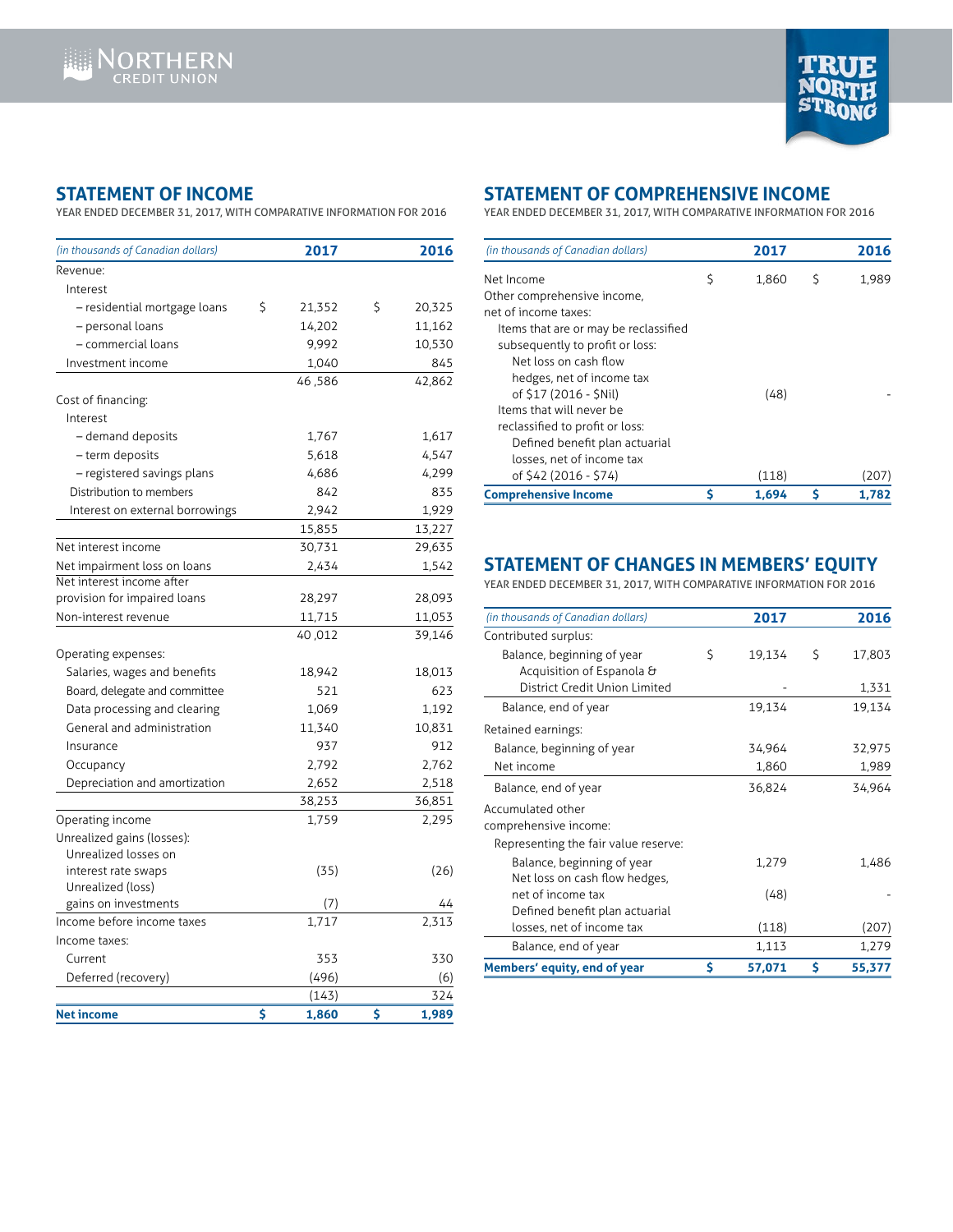## STATEMENT OF INCOME

YEAR ENDED DECEMBER 31, 2017, WITH COMPARATIVE INFORMATION FOR 2016

| *(in thousands of Canadian dollars)* | 2017 | 2016 |
|---|---|---|
| Revenue: | | |
| Interest | | |
| – residential mortgage loans | $ 21,352 | $ 20,325 |
| – personal loans | 14,202 | 11,162 |
| – commercial loans | 9,992 | 10,530 |
| Investment income | 1,040 | 845 |
| | 46 ,586 | 42,862 |
| Cost of financing: | | |
| Interest | | |
| – demand deposits | 1,767 | 1,617 |
| – term deposits | 5,618 | 4,547 |
| – registered savings plans | 4,686 | 4,299 |
| Distribution to members | 842 | 835 |
| Interest on external borrowings | 2,942 | 1,929 |
| | 15,855 | 13,227 |
| Net interest income | 30,731 | 29,635 |
| Net impairment loss on loans | 2,434 | 1,542 |
| Net interest income after provision for impaired loans | 28,297 | 28,093 |
| Non-interest revenue | 11,715 | 11,053 |
| | 40 ,012 | 39,146 |
| Operating expenses: | | |
| Salaries, wages and benefits | 18,942 | 18,013 |
| Board, delegate and committee | 521 | 623 |
| Data processing and clearing | 1,069 | 1,192 |
| General and administration | 11,340 | 10,831 |
| Insurance | 937 | 912 |
| Occupancy | 2,792 | 2,762 |
| Depreciation and amortization | 2,652 | 2,518 |
| | 38,253 | 36,851 |
| Operating income | 1,759 | 2,295 |
| Unrealized gains (losses): | | |
| Unrealized losses on interest rate swaps | (35) | (26) |
| Unrealized (loss) gains on investments | (7) | 44 |
| Income before income taxes | 1,717 | 2,313 |
| Income taxes: | | |
| Current | 353 | 330 |
| Deferred (recovery) | (496) | (6) |
| | (143) | 324 |
| **Net income** | **$ 1,860** | **$ 1,989** |

## STATEMENT OF COMPREHENSIVE INCOME

YEAR ENDED DECEMBER 31, 2017, WITH COMPARATIVE INFORMATION FOR 2016

| *(in thousands of Canadian dollars)* | 2017 | 2016 |
|---|---|---|
| Net Income | $ 1,860 | $ 1,989 |
| Other comprehensive income, net of income taxes: | | |
| Items that are or may be reclassified subsequently to profit or loss: | | |
| Net loss on cash flow hedges, net of income tax of $17 (2016 - $Nil) | (48) | - |
| Items that will never be reclassified to profit or loss: | | |
| Defined benefit plan actuarial losses, net of income tax of $42 (2016 - $74) | (118) | (207) |
| **Comprehensive Income** | **$ 1,694** | **$ 1,782** |

## STATEMENT OF CHANGES IN MEMBERS' EQUITY

YEAR ENDED DECEMBER 31, 2017, WITH COMPARATIVE INFORMATION FOR 2016

| *(in thousands of Canadian dollars)* | 2017 | 2016 |
|---|---|---|
| Contributed surplus: | | |
| Balance, beginning of year | $ 19,134 | $ 17,803 |
| Acquisition of Espanola & District Credit Union Limited | - | 1,331 |
| Balance, end of year | 19,134 | 19,134 |
| Retained earnings: | | |
| Balance, beginning of year | 34,964 | 32,975 |
| Net income | 1,860 | 1,989 |
| Balance, end of year | 36,824 | 34,964 |
| Accumulated other comprehensive income: | | |
| Representing the fair value reserve: | | |
| Balance, beginning of year | 1,279 | 1,486 |
| Net loss on cash flow hedges, net of income tax | (48) | - |
| Defined benefit plan actuarial losses, net of income tax | (118) | (207) |
| Balance, end of year | 1,113 | 1,279 |
| **Members' equity, end of year** | **$ 57,071** | **$ 55,377** |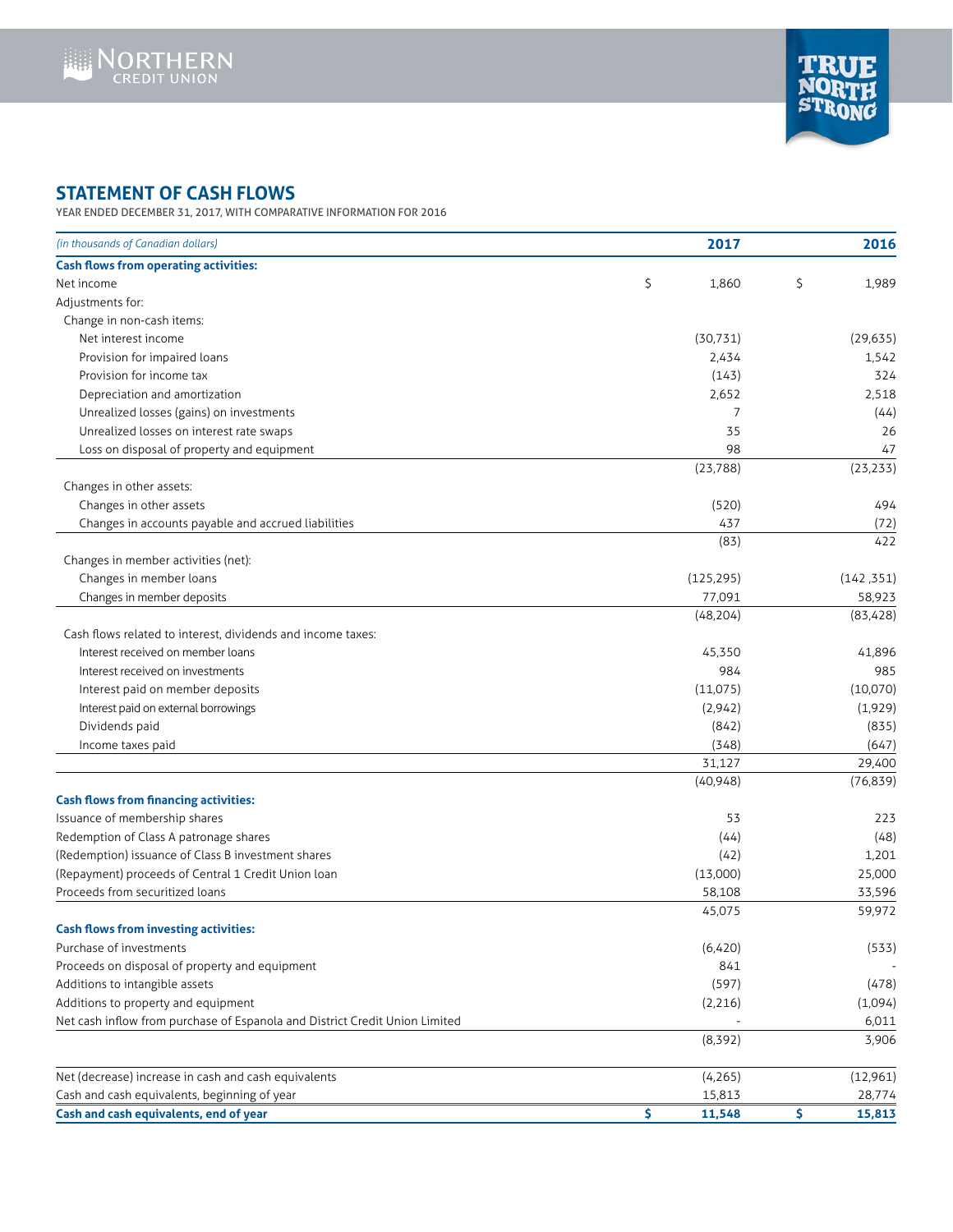## STATEMENT OF CASH FLOWS

YEAR ENDED DECEMBER 31, 2017, WITH COMPARATIVE INFORMATION FOR 2016

| *(in thousands of Canadian dollars)* | **2017** | **2016** |
|---|---|---|
| **Cash flows from operating activities:** | | |
| Net income | $ 1,860 | $ 1,989 |
| Adjustments for: | | |
| Change in non-cash items: | | |
| Net interest income | (30,731) | (29,635) |
| Provision for impaired loans | 2,434 | 1,542 |
| Provision for income tax | (143) | 324 |
| Depreciation and amortization | 2,652 | 2,518 |
| Unrealized losses (gains) on investments | 7 | (44) |
| Unrealized losses on interest rate swaps | 35 | 26 |
| Loss on disposal of property and equipment | 98 | 47 |
| | (23,788) | (23,233) |
| Changes in other assets: | | |
| Changes in other assets | (520) | 494 |
| Changes in accounts payable and accrued liabilities | 437 | (72) |
| | (83) | 422 |
| Changes in member activities (net): | | |
| Changes in member loans | (125,295) | (142 ,351) |
| Changes in member deposits | 77,091 | 58,923 |
| | (48,204) | (83,428) |
| Cash flows related to interest, dividends and income taxes: | | |
| Interest received on member loans | 45,350 | 41,896 |
| Interest received on investments | 984 | 985 |
| Interest paid on member deposits | (11,075) | (10,070) |
| Interest paid on external borrowings | (2,942) | (1,929) |
| Dividends paid | (842) | (835) |
| Income taxes paid | (348) | (647) |
| | 31,127 | 29,400 |
| | (40,948) | (76,839) |
| **Cash flows from financing activities:** | | |
| Issuance of membership shares | 53 | 223 |
| Redemption of Class A patronage shares | (44) | (48) |
| (Redemption) issuance of Class B investment shares | (42) | 1,201 |
| (Repayment) proceeds of Central 1 Credit Union loan | (13,000) | 25,000 |
| Proceeds from securitized loans | 58,108 | 33,596 |
| | 45,075 | 59,972 |
| **Cash flows from investing activities:** | | |
| Purchase of investments | (6,420) | (533) |
| Proceeds on disposal of property and equipment | 841 | - |
| Additions to intangible assets | (597) | (478) |
| Additions to property and equipment | (2,216) | (1,094) |
| Net cash inflow from purchase of Espanola and District Credit Union Limited | - | 6,011 |
| | (8,392) | 3,906 |
| Net (decrease) increase in cash and cash equivalents | (4,265) | (12,961) |
| Cash and cash equivalents, beginning of year | 15,813 | 28,774 |
| **Cash and cash equivalents, end of year** | **$ 11,548** | **$ 15,813** |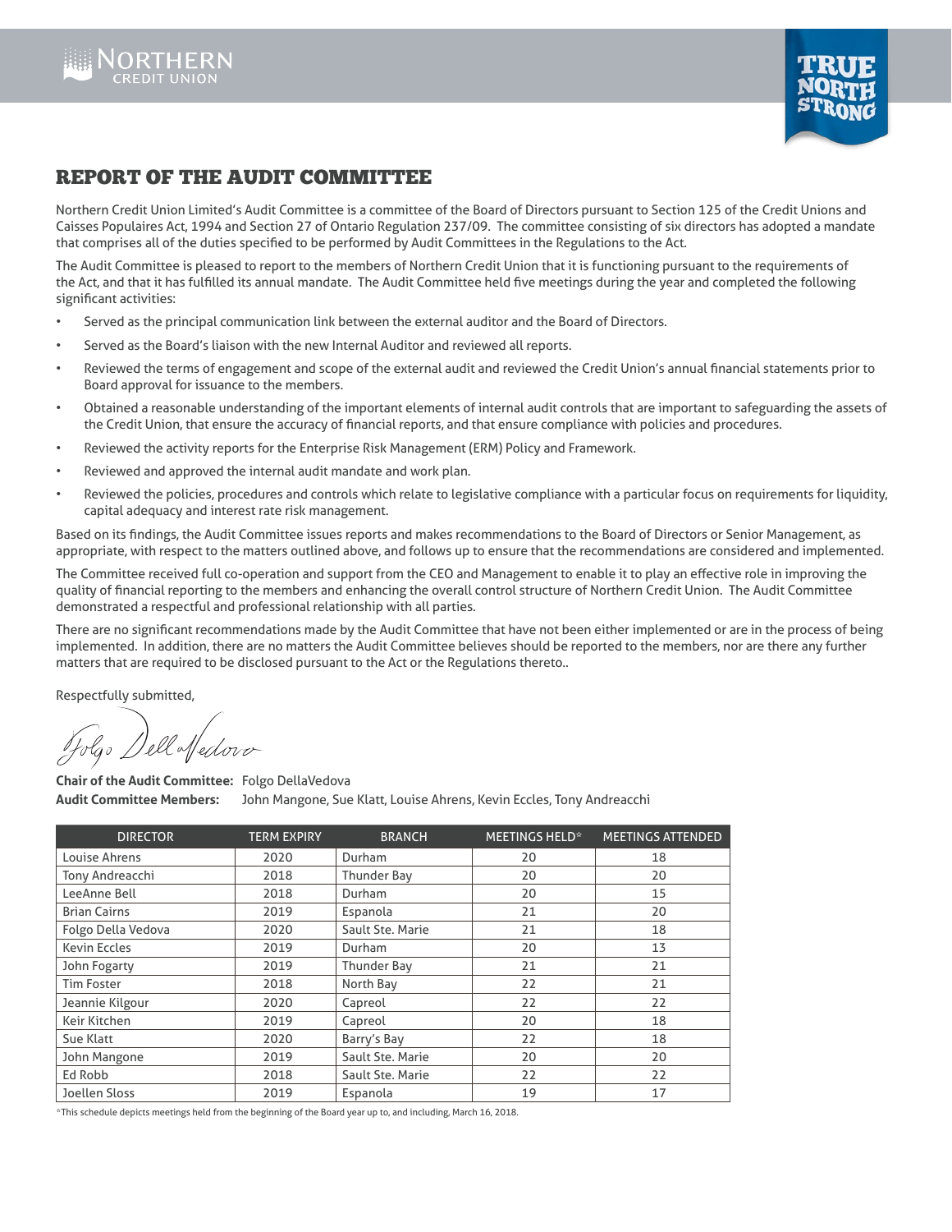# REPORT OF THE AUDIT COMMITTEE

Northern Credit Union Limited's Audit Committee is a committee of the Board of Directors pursuant to Section 125 of the Credit Unions and Caisses Populaires Act, 1994 and Section 27 of Ontario Regulation 237/09. The committee consisting of six directors has adopted a mandate that comprises all of the duties specified to be performed by Audit Committees in the Regulations to the Act.

The Audit Committee is pleased to report to the members of Northern Credit Union that it is functioning pursuant to the requirements of the Act, and that it has fulfilled its annual mandate. The Audit Committee held five meetings during the year and completed the following significant activities:

- Served as the principal communication link between the external auditor and the Board of Directors.
- Served as the Board's liaison with the new Internal Auditor and reviewed all reports.
- Reviewed the terms of engagement and scope of the external audit and reviewed the Credit Union's annual financial statements prior to Board approval for issuance to the members.
- Obtained a reasonable understanding of the important elements of internal audit controls that are important to safeguarding the assets of the Credit Union, that ensure the accuracy of financial reports, and that ensure compliance with policies and procedures.
- Reviewed the activity reports for the Enterprise Risk Management (ERM) Policy and Framework.
- Reviewed and approved the internal audit mandate and work plan.
- Reviewed the policies, procedures and controls which relate to legislative compliance with a particular focus on requirements for liquidity, capital adequacy and interest rate risk management.

Based on its findings, the Audit Committee issues reports and makes recommendations to the Board of Directors or Senior Management, as appropriate, with respect to the matters outlined above, and follows up to ensure that the recommendations are considered and implemented.

The Committee received full co-operation and support from the CEO and Management to enable it to play an effective role in improving the quality of financial reporting to the members and enhancing the overall control structure of Northern Credit Union. The Audit Committee demonstrated a respectful and professional relationship with all parties.

There are no significant recommendations made by the Audit Committee that have not been either implemented or are in the process of being implemented. In addition, there are no matters the Audit Committee believes should be reported to the members, nor are there any further matters that are required to be disclosed pursuant to the Act or the Regulations thereto..

Respectfully submitted,

*Folgo DellaVedova*

**Chair of the Audit Committee:** Folgo DellaVedova
**Audit Committee Members:** John Mangone, Sue Klatt, Louise Ahrens, Kevin Eccles, Tony Andreacchi

| DIRECTOR | TERM EXPIRY | BRANCH | MEETINGS HELD* | MEETINGS ATTENDED |
|---|---|---|---|---|
| Louise Ahrens | 2020 | Durham | 20 | 18 |
| Tony Andreacchi | 2018 | Thunder Bay | 20 | 20 |
| LeeAnne Bell | 2018 | Durham | 20 | 15 |
| Brian Cairns | 2019 | Espanola | 21 | 20 |
| Folgo Della Vedova | 2020 | Sault Ste. Marie | 21 | 18 |
| Kevin Eccles | 2019 | Durham | 20 | 13 |
| John Fogarty | 2019 | Thunder Bay | 21 | 21 |
| Tim Foster | 2018 | North Bay | 22 | 21 |
| Jeannie Kilgour | 2020 | Capreol | 22 | 22 |
| Keir Kitchen | 2019 | Capreol | 20 | 18 |
| Sue Klatt | 2020 | Barry's Bay | 22 | 18 |
| John Mangone | 2019 | Sault Ste. Marie | 20 | 20 |
| Ed Robb | 2018 | Sault Ste. Marie | 22 | 22 |
| Joellen Sloss | 2019 | Espanola | 19 | 17 |

*This schedule depicts meetings held from the beginning of the Board year up to, and including, March 16, 2018.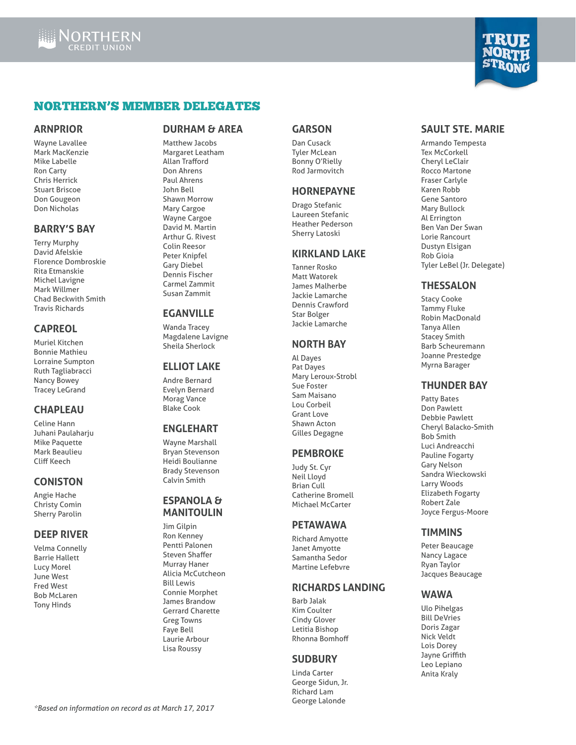NORTHERN CREDIT UNION

TRUE NORTH STRONG

# NORTHERN'S MEMBER DELEGATES

## ARNPRIOR

Wayne Lavallee
Mark MacKenzie
Mike Labelle
Ron Carty
Chris Herrick
Stuart Briscoe
Don Gougeon
Don Nicholas

## BARRY'S BAY

Terry Murphy
David Afelskie
Florence Dombroskie
Rita Etmanskie
Michel Lavigne
Mark Willmer
Chad Beckwith Smith
Travis Richards

## CAPREOL

Muriel Kitchen
Bonnie Mathieu
Lorraine Sumpton
Ruth Tagliabracci
Nancy Bowey
Tracey LeGrand

## CHAPLEAU

Celine Hann
Juhani Paulaharju
Mike Paquette
Mark Beaulieu
Cliff Keech

## CONISTON

Angie Hache
Christy Comin
Sherry Parolin

## DEEP RIVER

Velma Connelly
Barrie Hallett
Lucy Morel
June West
Fred West
Bob McLaren
Tony Hinds

## DURHAM & AREA

Matthew Jacobs
Margaret Leatham
Allan Trafford
Don Ahrens
Paul Ahrens
John Bell
Shawn Morrow
Mary Cargoe
Wayne Cargoe
David M. Martin
Arthur G. Rivest
Colin Reesor
Peter Knipfel
Gary Diebel
Dennis Fischer
Carmel Zammit
Susan Zammit

## EGANVILLE

Wanda Tracey
Magdalene Lavigne
Sheila Sherlock

## ELLIOT LAKE

Andre Bernard
Evelyn Bernard
Morag Vance
Blake Cook

## ENGLEHART

Wayne Marshall
Bryan Stevenson
Heidi Boulianne
Brady Stevenson
Calvin Smith

## ESPANOLA & MANITOULIN

Jim Gilpin
Ron Kenney
Pentti Palonen
Steven Shaffer
Murray Haner
Alicia McCutcheon
Bill Lewis
Connie Morphet
James Brandow
Gerrard Charette
Greg Towns
Faye Bell
Laurie Arbour
Lisa Roussy

## GARSON

Dan Cusack
Tyler McLean
Bonny O'Rielly
Rod Jarmovitch

## HORNEPAYNE

Drago Stefanic
Laureen Stefanic
Heather Pederson
Sherry Latoski

## KIRKLAND LAKE

Tanner Rosko
Matt Watorek
James Malherbe
Jackie Lamarche
Dennis Crawford
Star Bolger
Jackie Lamarche

## NORTH BAY

Al Dayes
Pat Dayes
Mary Leroux-Strobl
Sue Foster
Sam Maisano
Lou Corbeil
Grant Love
Shawn Acton
Gilles Degagne

## PEMBROKE

Judy St. Cyr
Neil Lloyd
Brian Cull
Catherine Bromell
Michael McCarter

## PETAWAWA

Richard Amyotte
Janet Amyotte
Samantha Sedor
Martine Lefebvre

## RICHARDS LANDING

Barb Jalak
Kim Coulter
Cindy Glover
Letitia Bishop
Rhonna Bomhoff

## SUDBURY

Linda Carter
George Sidun, Jr.
Richard Lam
George Lalonde

## SAULT STE. MARIE

Armando Tempesta
Tex McCorkell
Cheryl LeClair
Rocco Martone
Fraser Carlyle
Karen Robb
Gene Santoro
Mary Bullock
Al Errington
Ben Van Der Swan
Lorie Rancourt
Dustyn Elsigan
Rob Gioia
Tyler LeBel (Jr. Delegate)

## THESSALON

Stacy Cooke
Tammy Fluke
Robin MacDonald
Tanya Allen
Stacey Smith
Barb Scheuremann
Joanne Prestedge
Myrna Barager

## THUNDER BAY

Patty Bates
Don Pawlett
Debbie Pawlett
Cheryl Balacko-Smith
Bob Smith
Luci Andreacchi
Pauline Fogarty
Gary Nelson
Sandra Wieckowski
Larry Woods
Elizabeth Fogarty
Robert Zale
Joyce Fergus-Moore

## TIMMINS

Peter Beaucage
Nancy Lagace
Ryan Taylor
Jacques Beaucage

## WAWA

Ulo Pihelgas
Bill DeVries
Doris Zagar
Nick Veldt
Lois Dorey
Jayne Griffith
Leo Lepiano
Anita Kraly

*Based on information on record as at March 17, 2017*